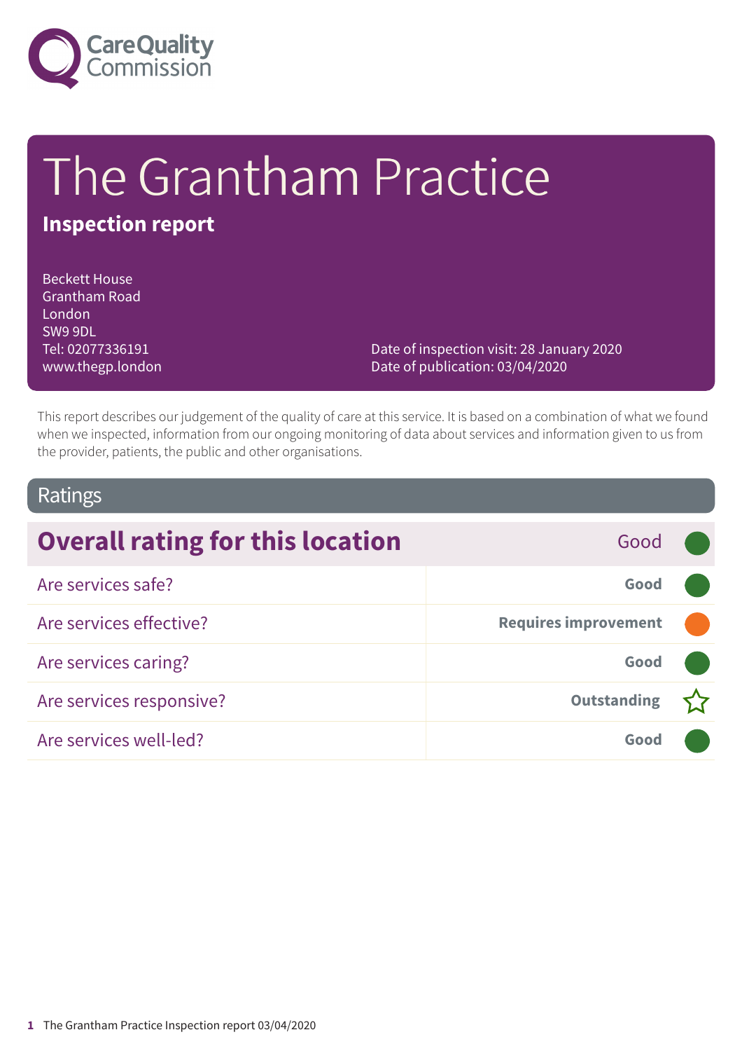Care Quality Commission

# The Grantham Practice

## Inspection report

Beckett House
Grantham Road
London
SW9 9DL
Tel: 02077336191
www.thegp.london

Date of inspection visit: 28 January 2020
Date of publication: 03/04/2020

This report describes our judgement of the quality of care at this service. It is based on a combination of what we found when we inspected, information from our ongoing monitoring of data about services and information given to us from the provider, patients, the public and other organisations.

## Ratings

| Overall rating for this location | Good |
| --- | --- |
| Are services safe? | Good |
| Are services effective? | Requires improvement |
| Are services caring? | Good |
| Are services responsive? | Outstanding |
| Are services well-led? | Good |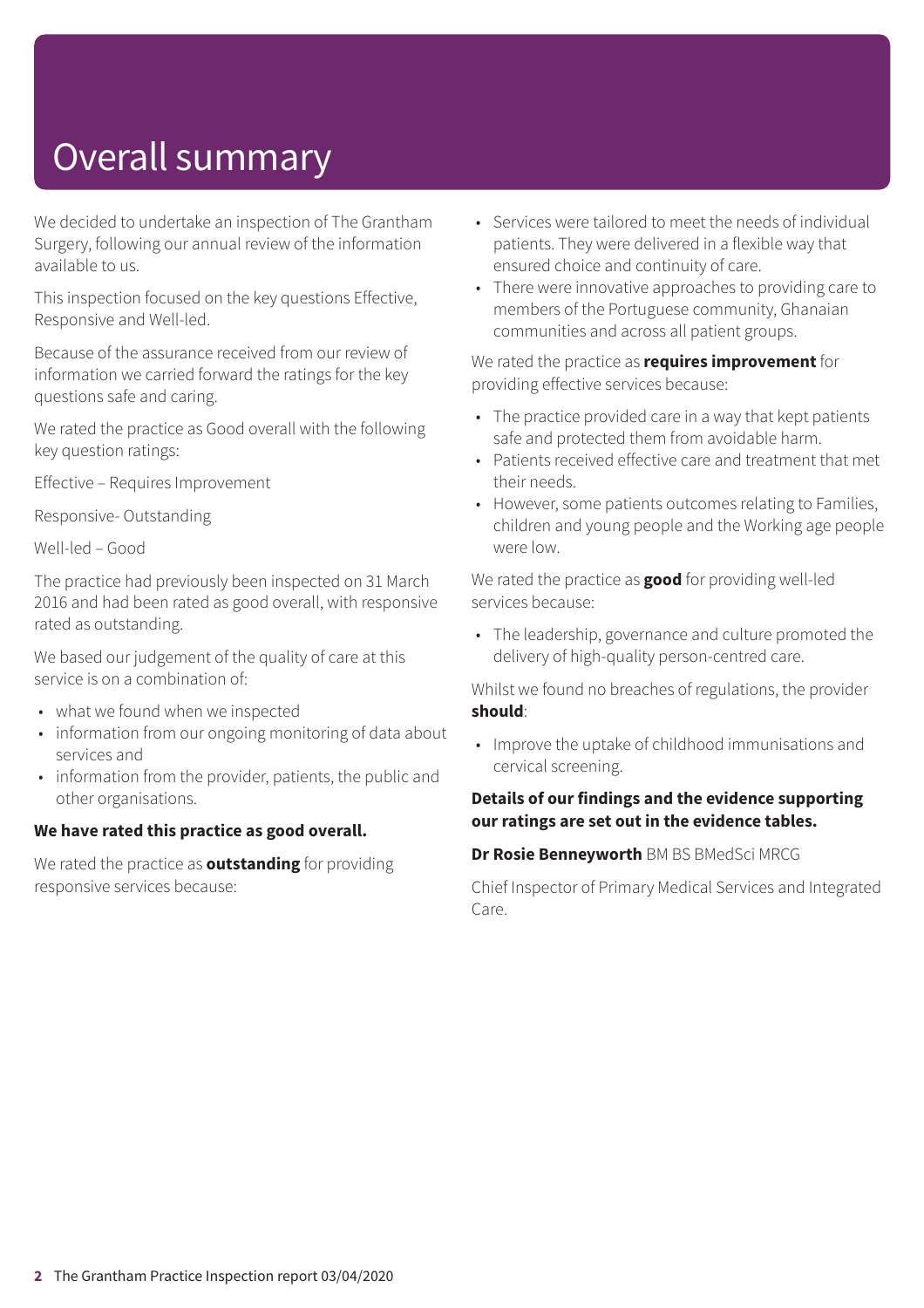# Overall summary

We decided to undertake an inspection of The Grantham Surgery, following our annual review of the information available to us.

This inspection focused on the key questions Effective, Responsive and Well-led.

Because of the assurance received from our review of information we carried forward the ratings for the key questions safe and caring.

We rated the practice as Good overall with the following key question ratings:

Effective – Requires Improvement

Responsive- Outstanding

Well-led – Good

The practice had previously been inspected on 31 March 2016 and had been rated as good overall, with responsive rated as outstanding.

We based our judgement of the quality of care at this service is on a combination of:

- what we found when we inspected
- information from our ongoing monitoring of data about services and
- information from the provider, patients, the public and other organisations.

**We have rated this practice as good overall.**

We rated the practice as **outstanding** for providing responsive services because:

- Services were tailored to meet the needs of individual patients. They were delivered in a flexible way that ensured choice and continuity of care.
- There were innovative approaches to providing care to members of the Portuguese community, Ghanaian communities and across all patient groups.

We rated the practice as **requires improvement** for providing effective services because:

- The practice provided care in a way that kept patients safe and protected them from avoidable harm.
- Patients received effective care and treatment that met their needs.
- However, some patients outcomes relating to Families, children and young people and the Working age people were low.

We rated the practice as **good** for providing well-led services because:

- The leadership, governance and culture promoted the delivery of high-quality person-centred care.

Whilst we found no breaches of regulations, the provider **should**:

- Improve the uptake of childhood immunisations and cervical screening.

**Details of our findings and the evidence supporting our ratings are set out in the evidence tables.**

**Dr Rosie Benneyworth** BM BS BMedSci MRCG

Chief Inspector of Primary Medical Services and Integrated Care.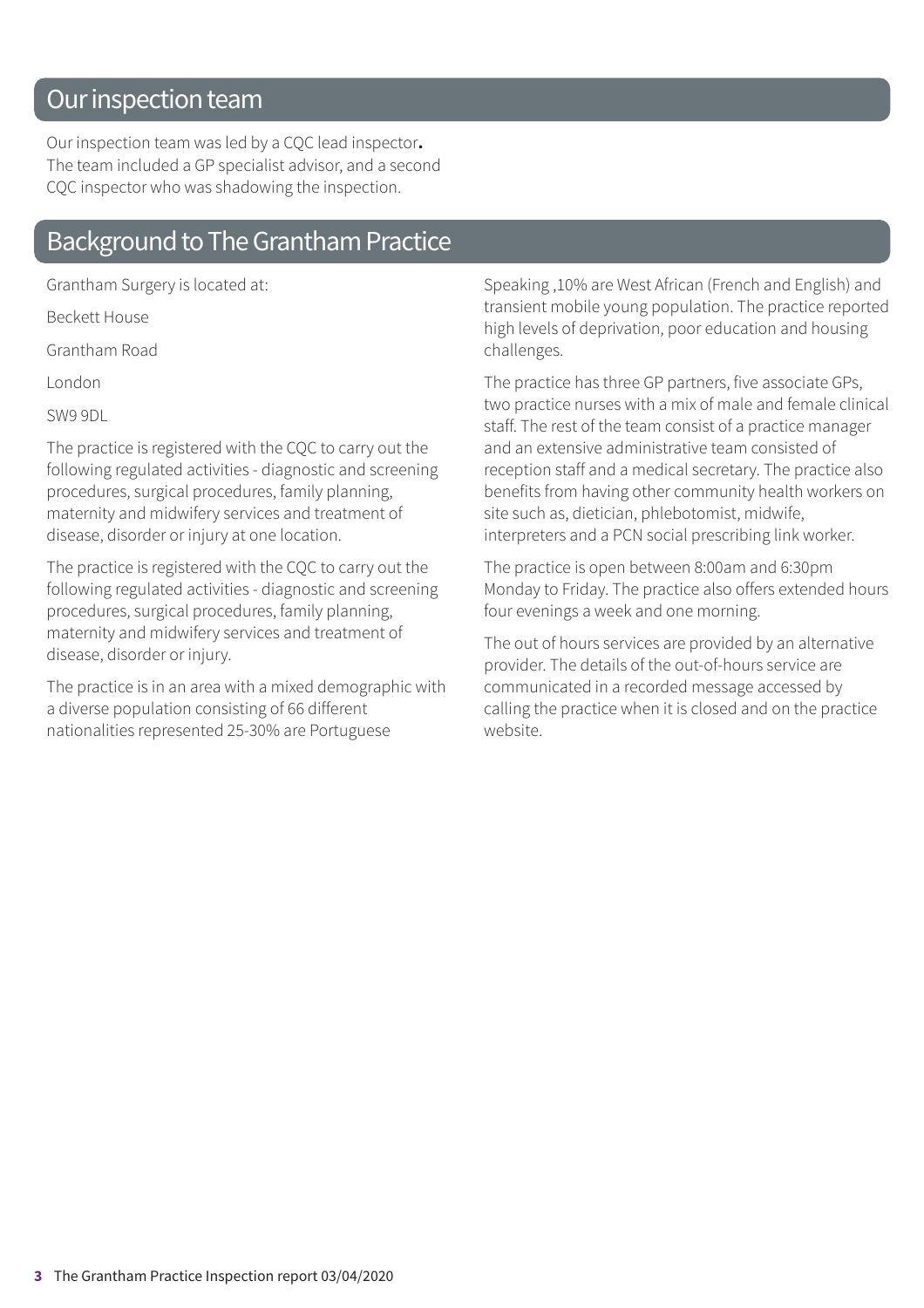## Our inspection team

Our inspection team was led by a CQC lead inspector**.** The team included a GP specialist advisor, and a second CQC inspector who was shadowing the inspection.

## Background to The Grantham Practice

Grantham Surgery is located at:

Beckett House

Grantham Road

London

SW9 9DL

The practice is registered with the CQC to carry out the following regulated activities - diagnostic and screening procedures, surgical procedures, family planning, maternity and midwifery services and treatment of disease, disorder or injury at one location.

The practice is registered with the CQC to carry out the following regulated activities - diagnostic and screening procedures, surgical procedures, family planning, maternity and midwifery services and treatment of disease, disorder or injury.

The practice is in an area with a mixed demographic with a diverse population consisting of 66 different nationalities represented 25-30% are Portuguese Speaking ,10% are West African (French and English) and transient mobile young population. The practice reported high levels of deprivation, poor education and housing challenges.

The practice has three GP partners, five associate GPs, two practice nurses with a mix of male and female clinical staff. The rest of the team consist of a practice manager and an extensive administrative team consisted of reception staff and a medical secretary. The practice also benefits from having other community health workers on site such as, dietician, phlebotomist, midwife, interpreters and a PCN social prescribing link worker.

The practice is open between 8:00am and 6:30pm Monday to Friday. The practice also offers extended hours four evenings a week and one morning.

The out of hours services are provided by an alternative provider. The details of the out-of-hours service are communicated in a recorded message accessed by calling the practice when it is closed and on the practice website.